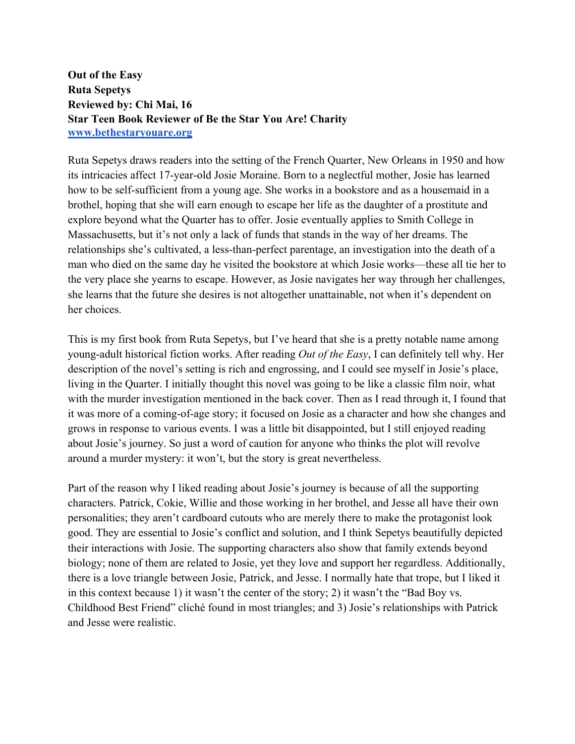**Out of the Easy**
**Ruta Sepetys**
**Reviewed by: Chi Mai, 16**
**Star Teen Book Reviewer of Be the Star You Are! Charity**
**[www.bethestaryouare.org](http://www.bethestaryouare.org)**

Ruta Sepetys draws readers into the setting of the French Quarter, New Orleans in 1950 and how its intricacies affect 17-year-old Josie Moraine. Born to a neglectful mother, Josie has learned how to be self-sufficient from a young age. She works in a bookstore and as a housemaid in a brothel, hoping that she will earn enough to escape her life as the daughter of a prostitute and explore beyond what the Quarter has to offer. Josie eventually applies to Smith College in Massachusetts, but it's not only a lack of funds that stands in the way of her dreams. The relationships she's cultivated, a less-than-perfect parentage, an investigation into the death of a man who died on the same day he visited the bookstore at which Josie works—these all tie her to the very place she yearns to escape. However, as Josie navigates her way through her challenges, she learns that the future she desires is not altogether unattainable, not when it's dependent on her choices.

This is my first book from Ruta Sepetys, but I've heard that she is a pretty notable name among young-adult historical fiction works. After reading *Out of the Easy*, I can definitely tell why. Her description of the novel's setting is rich and engrossing, and I could see myself in Josie's place, living in the Quarter. I initially thought this novel was going to be like a classic film noir, what with the murder investigation mentioned in the back cover. Then as I read through it, I found that it was more of a coming-of-age story; it focused on Josie as a character and how she changes and grows in response to various events. I was a little bit disappointed, but I still enjoyed reading about Josie's journey. So just a word of caution for anyone who thinks the plot will revolve around a murder mystery: it won't, but the story is great nevertheless.

Part of the reason why I liked reading about Josie's journey is because of all the supporting characters. Patrick, Cokie, Willie and those working in her brothel, and Jesse all have their own personalities; they aren't cardboard cutouts who are merely there to make the protagonist look good. They are essential to Josie's conflict and solution, and I think Sepetys beautifully depicted their interactions with Josie. The supporting characters also show that family extends beyond biology; none of them are related to Josie, yet they love and support her regardless. Additionally, there is a love triangle between Josie, Patrick, and Jesse. I normally hate that trope, but I liked it in this context because 1) it wasn't the center of the story; 2) it wasn't the "Bad Boy vs. Childhood Best Friend" cliché found in most triangles; and 3) Josie's relationships with Patrick and Jesse were realistic.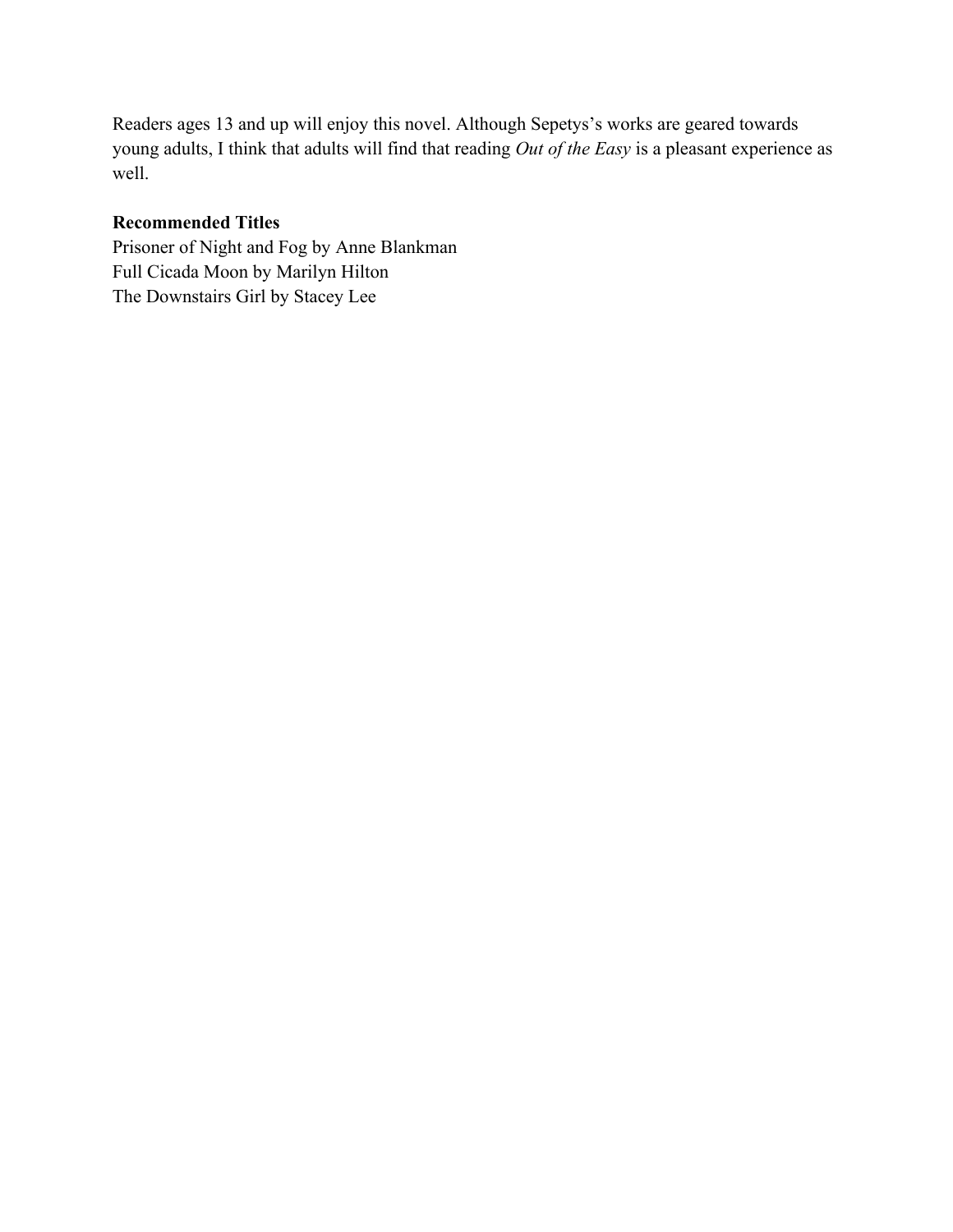Readers ages 13 and up will enjoy this novel. Although Sepetys's works are geared towards young adults, I think that adults will find that reading *Out of the Easy* is a pleasant experience as well.

**Recommended Titles**

Prisoner of Night and Fog by Anne Blankman
Full Cicada Moon by Marilyn Hilton
The Downstairs Girl by Stacey Lee